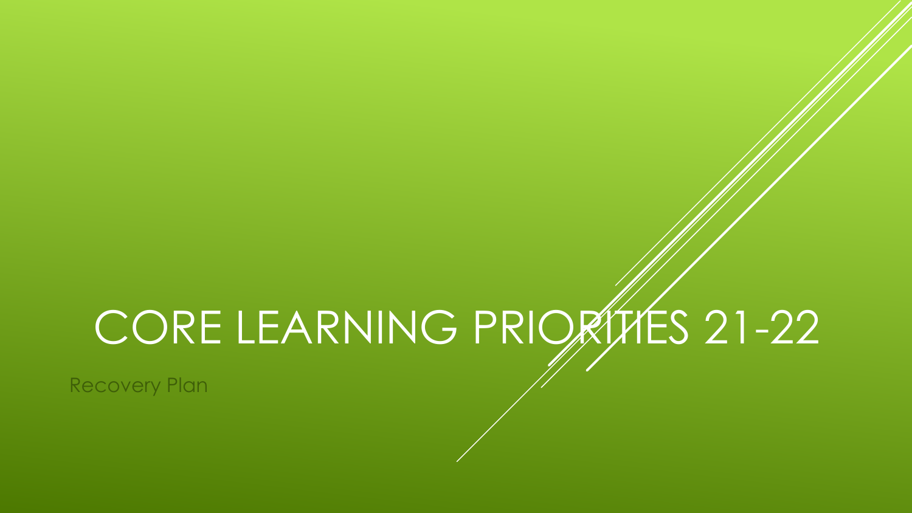# CORE LEARNING PRIORITIES 21-22

Recovery Plan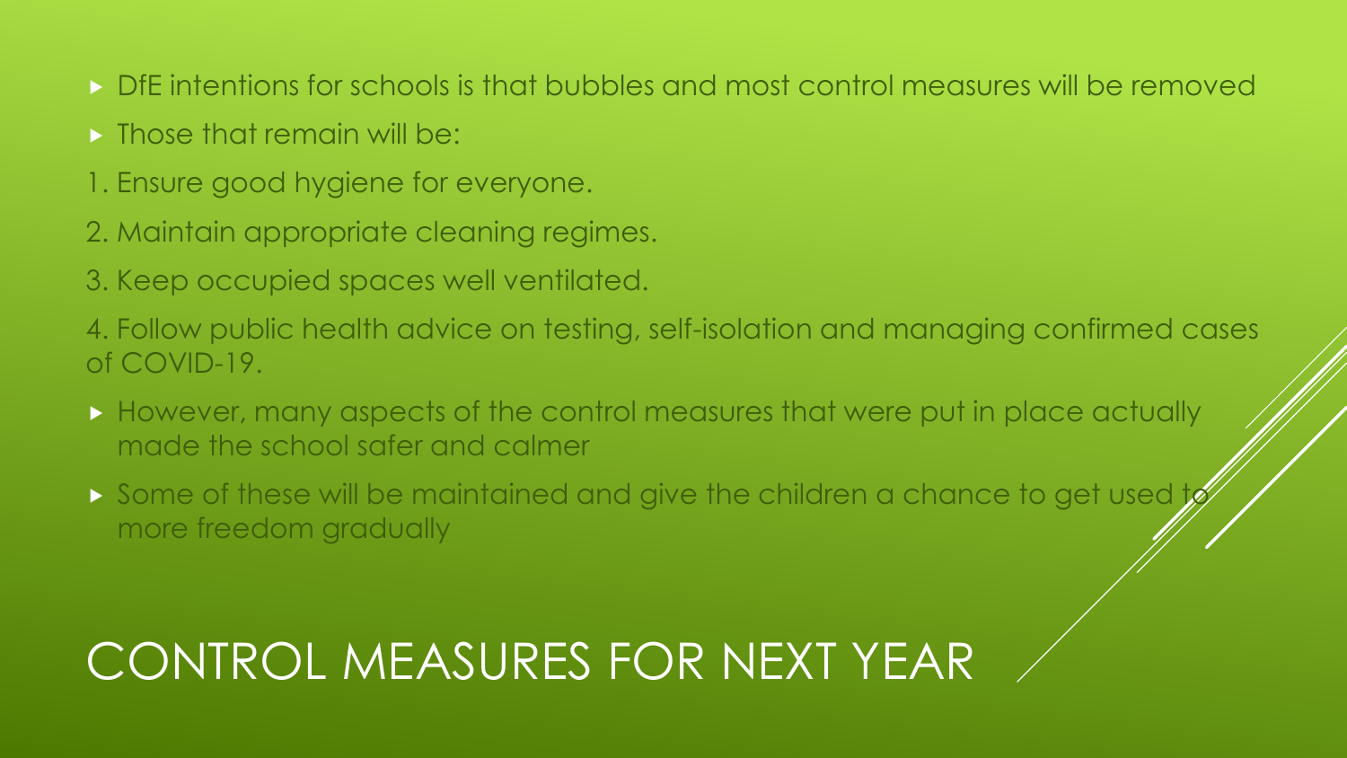# CONTROL MEASURES FOR NEXT YEAR

- DfE intentions for schools is that bubbles and most control measures will be removed
- Those that remain will be:

1. Ensure good hygiene for everyone.
2. Maintain appropriate cleaning regimes.
3. Keep occupied spaces well ventilated.
4. Follow public health advice on testing, self-isolation and managing confirmed cases of COVID-19.

- However, many aspects of the control measures that were put in place actually made the school safer and calmer
- Some of these will be maintained and give the children a chance to get used to more freedom gradually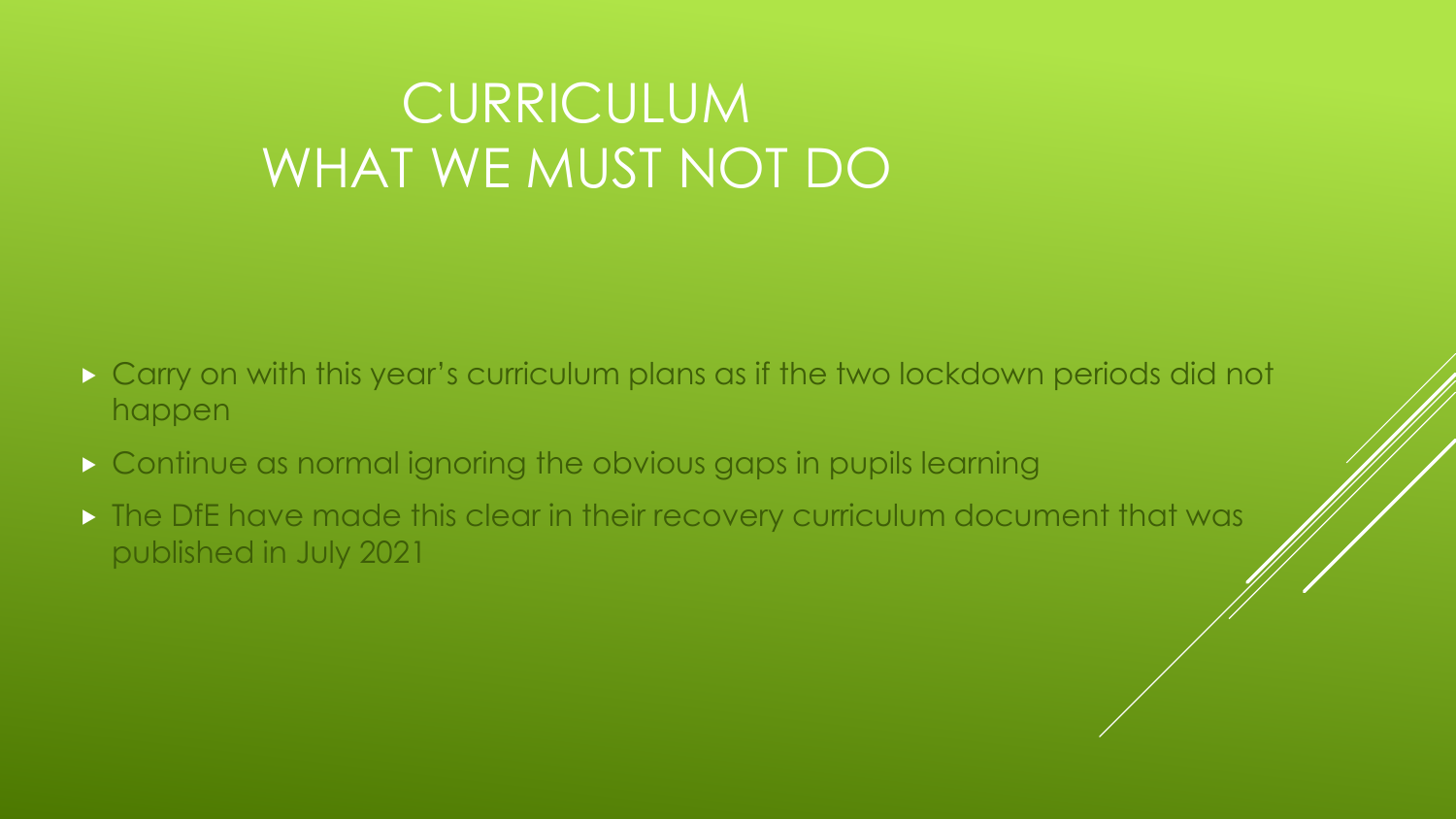# CURRICULUM
# WHAT WE MUST NOT DO

- Carry on with this year's curriculum plans as if the two lockdown periods did not happen
- Continue as normal ignoring the obvious gaps in pupils learning
- The DfE have made this clear in their recovery curriculum document that was published in July 2021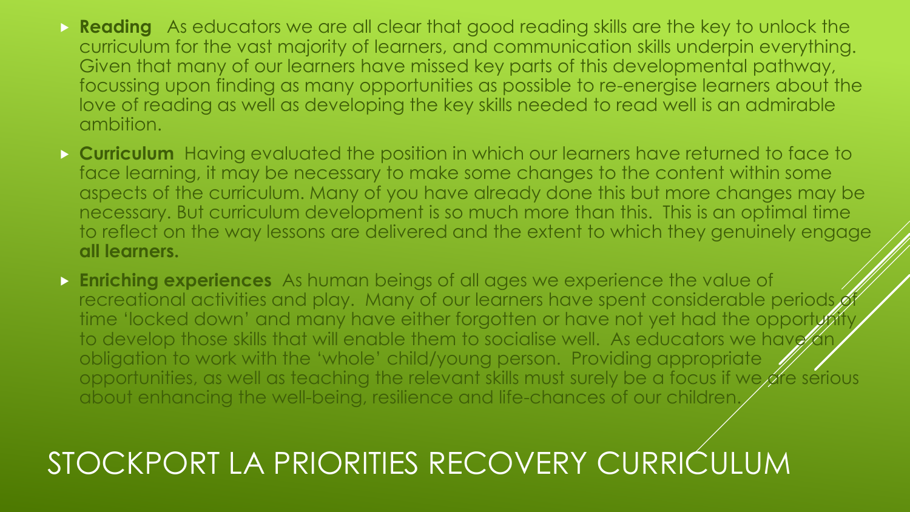# STOCKPORT LA PRIORITIES RECOVERY CURRICULUM

- **Reading** As educators we are all clear that good reading skills are the key to unlock the curriculum for the vast majority of learners, and communication skills underpin everything. Given that many of our learners have missed key parts of this developmental pathway, focussing upon finding as many opportunities as possible to re-energise learners about the love of reading as well as developing the key skills needed to read well is an admirable ambition.
- **Curriculum** Having evaluated the position in which our learners have returned to face to face learning, it may be necessary to make some changes to the content within some aspects of the curriculum. Many of you have already done this but more changes may be necessary. But curriculum development is so much more than this. This is an optimal time to reflect on the way lessons are delivered and the extent to which they genuinely engage **all learners.**
- **Enriching experiences** As human beings of all ages we experience the value of recreational activities and play. Many of our learners have spent considerable periods of time 'locked down' and many have either forgotten or have not yet had the opportunity to develop those skills that will enable them to socialise well. As educators we have an obligation to work with the 'whole' child/young person. Providing appropriate opportunities, as well as teaching the relevant skills must surely be a focus if we are serious about enhancing the well-being, resilience and life-chances of our children.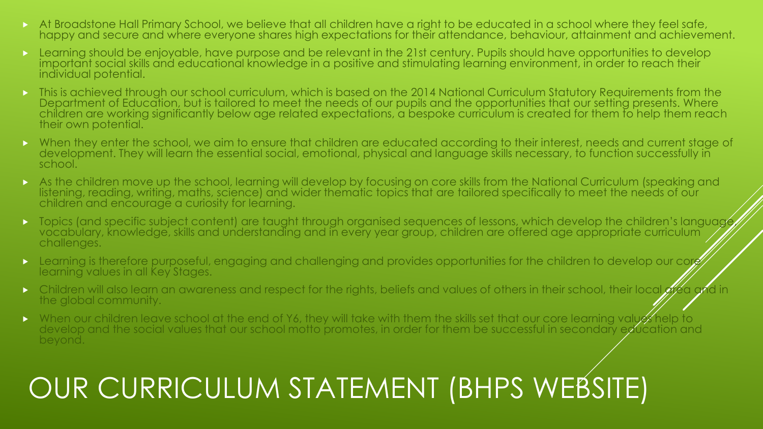# OUR CURRICULUM STATEMENT (BHPS WEBSITE)

- At Broadstone Hall Primary School, we believe that all children have a right to be educated in a school where they feel safe, happy and secure and where everyone shares high expectations for their attendance, behaviour, attainment and achievement.
- Learning should be enjoyable, have purpose and be relevant in the 21st century. Pupils should have opportunities to develop important social skills and educational knowledge in a positive and stimulating learning environment, in order to reach their individual potential.
- This is achieved through our school curriculum, which is based on the 2014 National Curriculum Statutory Requirements from the Department of Education, but is tailored to meet the needs of our pupils and the opportunities that our setting presents. Where children are working significantly below age related expectations, a bespoke curriculum is created for them to help them reach their own potential.
- When they enter the school, we aim to ensure that children are educated according to their interest, needs and current stage of development. They will learn the essential social, emotional, physical and language skills necessary, to function successfully in school.
- As the children move up the school, learning will develop by focusing on core skills from the National Curriculum (speaking and listening, reading, writing, maths, science) and wider thematic topics that are tailored specifically to meet the needs of our children and encourage a curiosity for learning.
- Topics (and specific subject content) are taught through organised sequences of lessons, which develop the children's language, vocabulary, knowledge, skills and understanding and in every year group, children are offered age appropriate curriculum challenges.
- Learning is therefore purposeful, engaging and challenging and provides opportunities for the children to develop our core learning values in all Key Stages.
- Children will also learn an awareness and respect for the rights, beliefs and values of others in their school, their local area and in the global community.
- When our children leave school at the end of Y6, they will take with them the skills set that our core learning values help to develop and the social values that our school motto promotes, in order for them be successful in secondary education and beyond.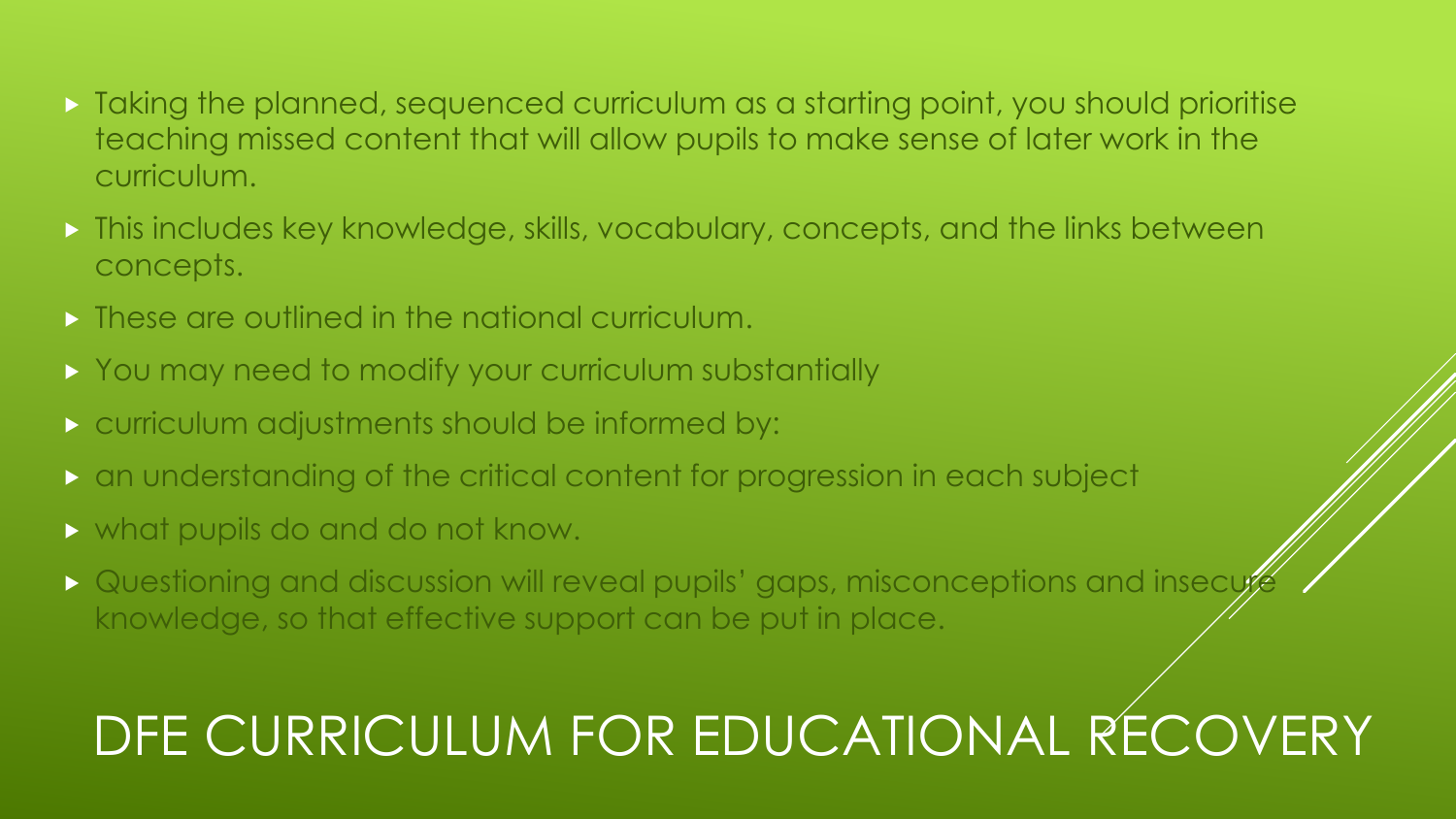# DFE CURRICULUM FOR EDUCATIONAL RECOVERY

- Taking the planned, sequenced curriculum as a starting point, you should prioritise teaching missed content that will allow pupils to make sense of later work in the curriculum.
- This includes key knowledge, skills, vocabulary, concepts, and the links between concepts.
- These are outlined in the national curriculum.
- You may need to modify your curriculum substantially
- curriculum adjustments should be informed by:
- an understanding of the critical content for progression in each subject
- what pupils do and do not know.
- Questioning and discussion will reveal pupils' gaps, misconceptions and insecure knowledge, so that effective support can be put in place.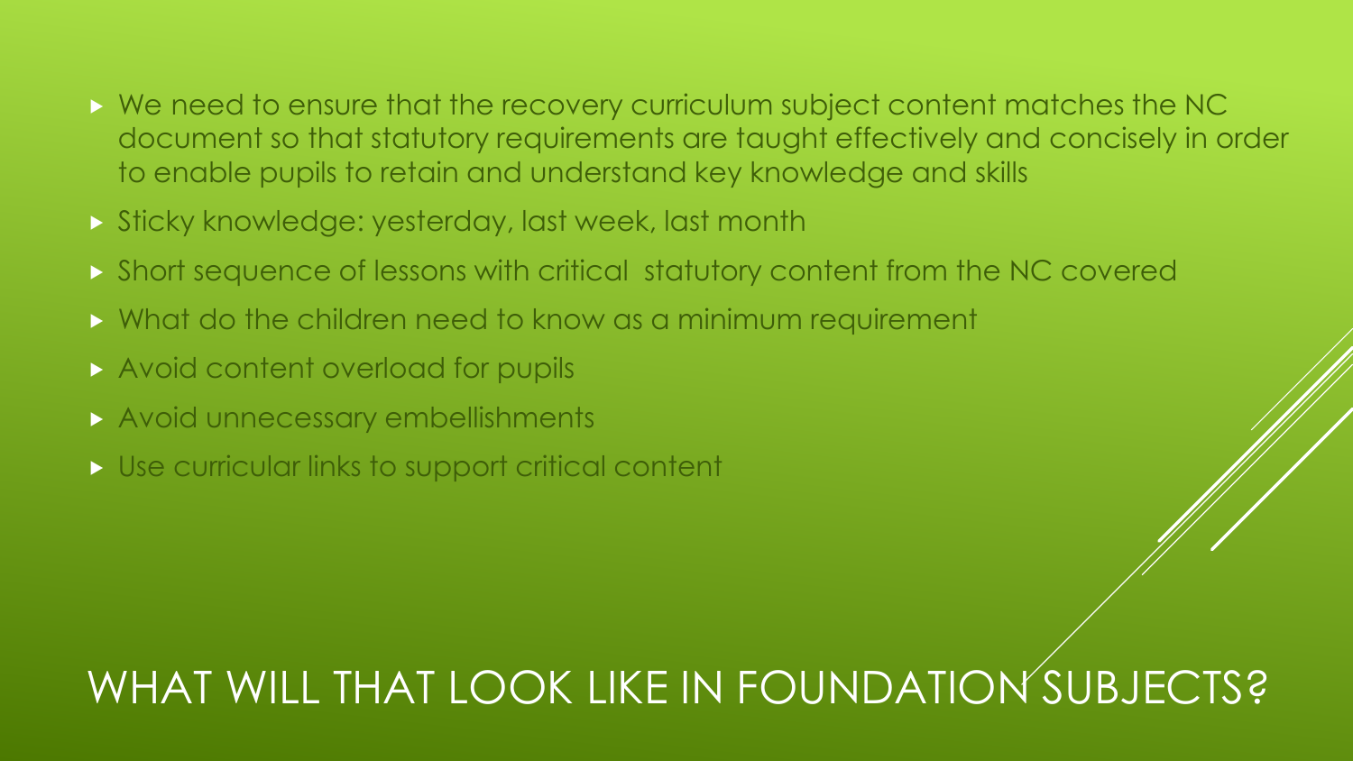- We need to ensure that the recovery curriculum subject content matches the NC document so that statutory requirements are taught effectively and concisely in order to enable pupils to retain and understand key knowledge and skills
- Sticky knowledge: yesterday, last week, last month
- Short sequence of lessons with critical statutory content from the NC covered
- What do the children need to know as a minimum requirement
- Avoid content overload for pupils
- Avoid unnecessary embellishments
- Use curricular links to support critical content

# WHAT WILL THAT LOOK LIKE IN FOUNDATION SUBJECTS?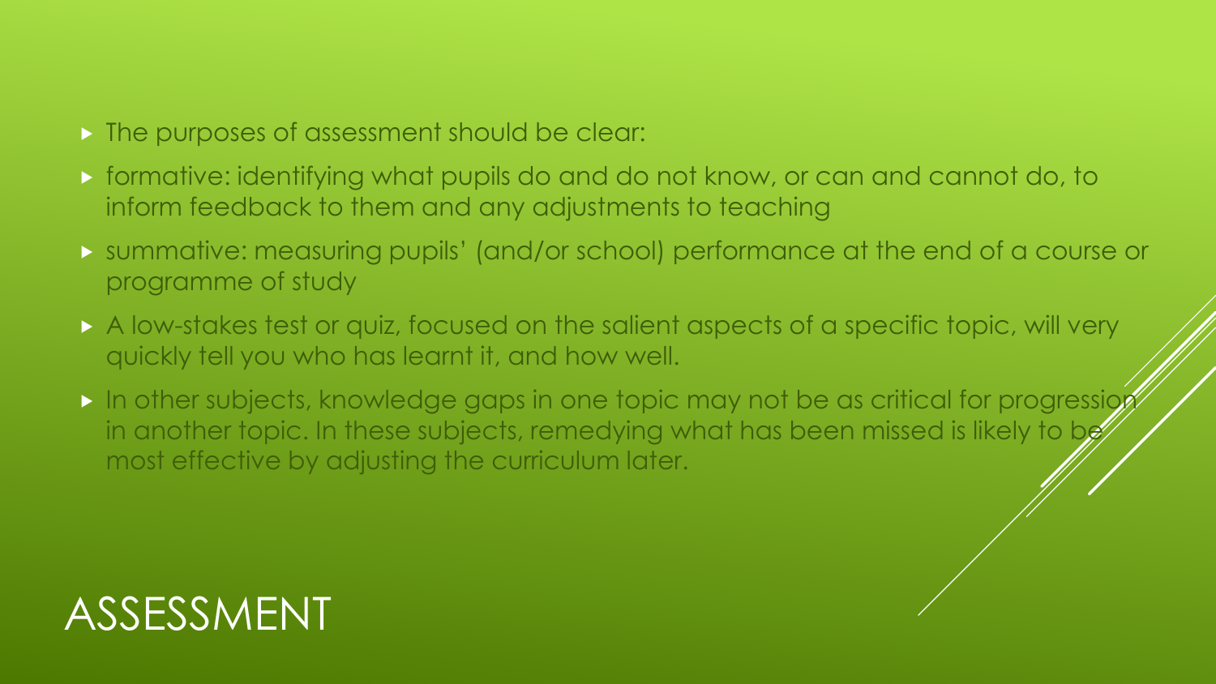# ASSESSMENT

- The purposes of assessment should be clear:
- formative: identifying what pupils do and do not know, or can and cannot do, to inform feedback to them and any adjustments to teaching
- summative: measuring pupils' (and/or school) performance at the end of a course or programme of study
- A low-stakes test or quiz, focused on the salient aspects of a specific topic, will very quickly tell you who has learnt it, and how well.
- In other subjects, knowledge gaps in one topic may not be as critical for progression in another topic. In these subjects, remedying what has been missed is likely to be most effective by adjusting the curriculum later.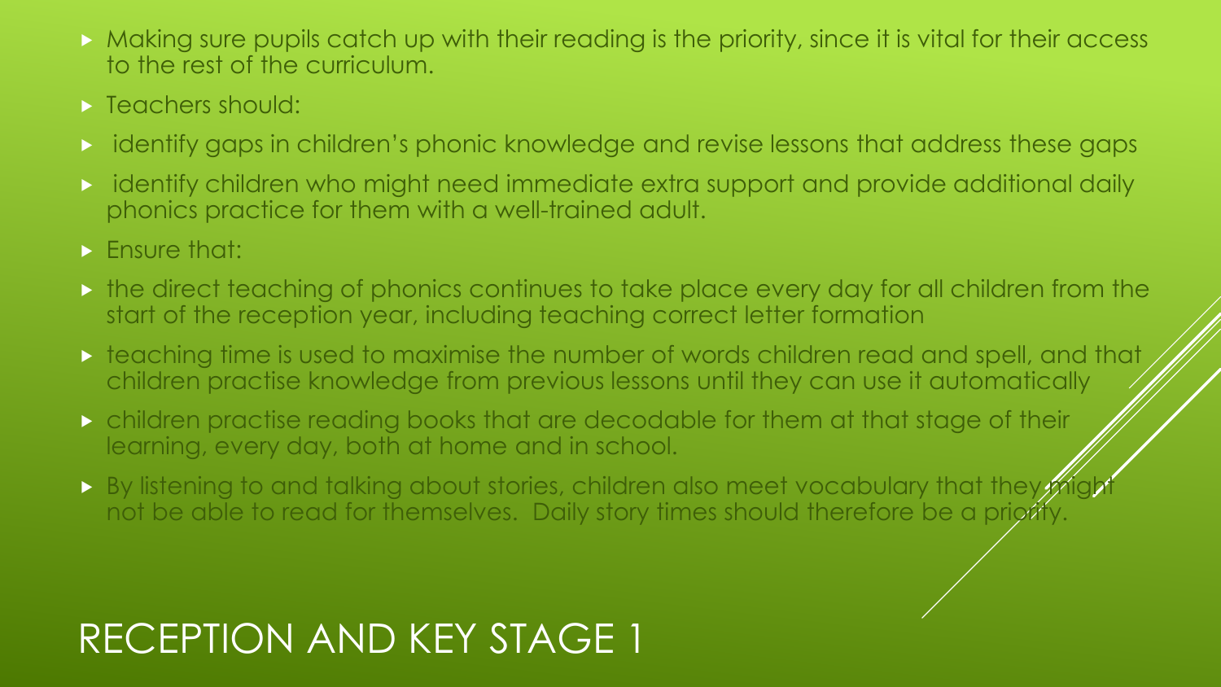# RECEPTION AND KEY STAGE 1

- Making sure pupils catch up with their reading is the priority, since it is vital for their access to the rest of the curriculum.
- Teachers should:
- identify gaps in children's phonic knowledge and revise lessons that address these gaps
- identify children who might need immediate extra support and provide additional daily phonics practice for them with a well-trained adult.
- Ensure that:
- the direct teaching of phonics continues to take place every day for all children from the start of the reception year, including teaching correct letter formation
- teaching time is used to maximise the number of words children read and spell, and that children practise knowledge from previous lessons until they can use it automatically
- children practise reading books that are decodable for them at that stage of their learning, every day, both at home and in school.
- By listening to and talking about stories, children also meet vocabulary that they might not be able to read for themselves. Daily story times should therefore be a priority.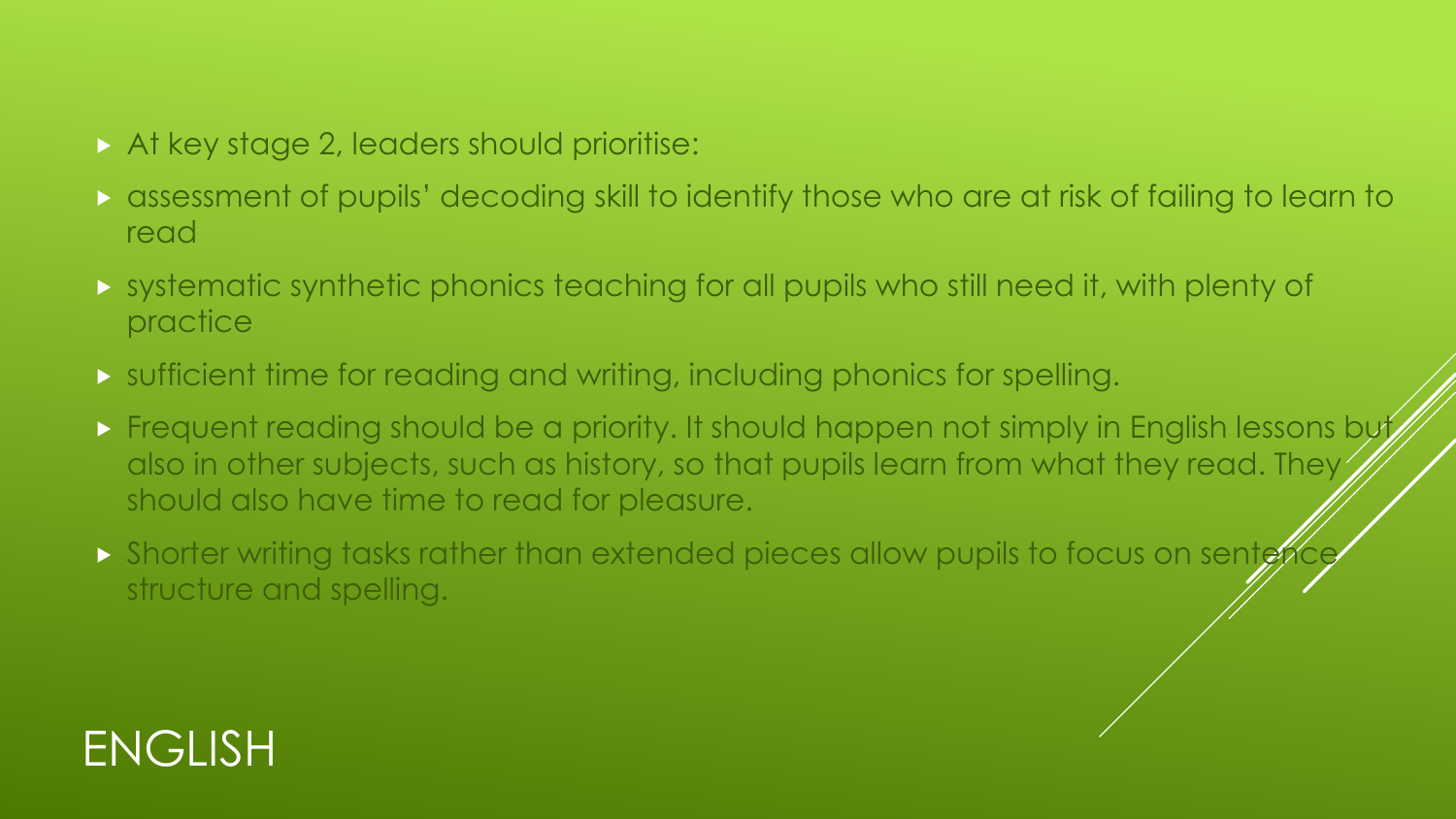# ENGLISH

- At key stage 2, leaders should prioritise:
- assessment of pupils' decoding skill to identify those who are at risk of failing to learn to read
- systematic synthetic phonics teaching for all pupils who still need it, with plenty of practice
- sufficient time for reading and writing, including phonics for spelling.
- Frequent reading should be a priority. It should happen not simply in English lessons but also in other subjects, such as history, so that pupils learn from what they read. They should also have time to read for pleasure.
- Shorter writing tasks rather than extended pieces allow pupils to focus on sentence structure and spelling.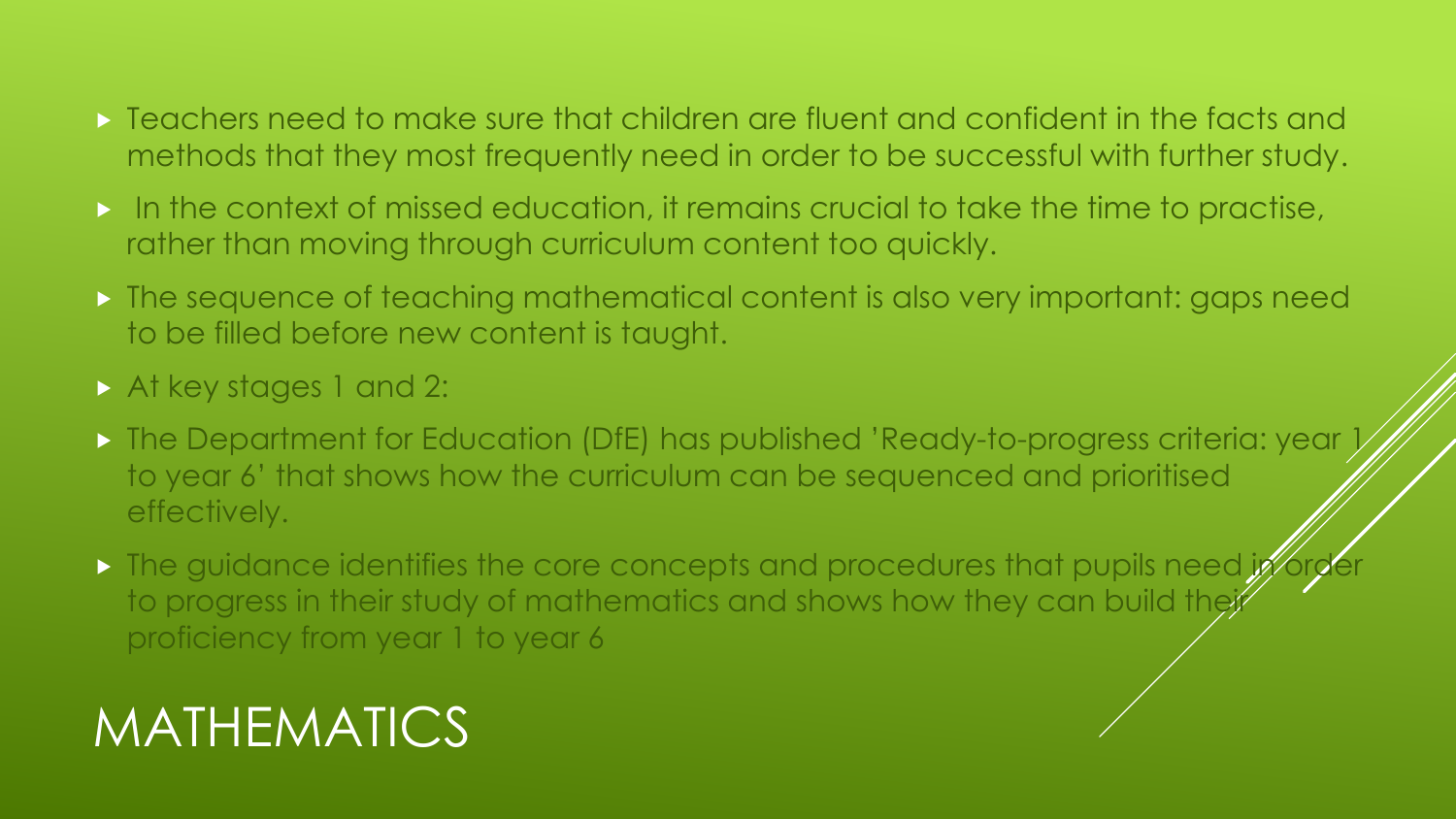# MATHEMATICS

- Teachers need to make sure that children are fluent and confident in the facts and methods that they most frequently need in order to be successful with further study.
- In the context of missed education, it remains crucial to take the time to practise, rather than moving through curriculum content too quickly.
- The sequence of teaching mathematical content is also very important: gaps need to be filled before new content is taught.
- At key stages 1 and 2:
- The Department for Education (DfE) has published 'Ready-to-progress criteria: year 1 to year 6' that shows how the curriculum can be sequenced and prioritised effectively.
- The guidance identifies the core concepts and procedures that pupils need in order to progress in their study of mathematics and shows how they can build their proficiency from year 1 to year 6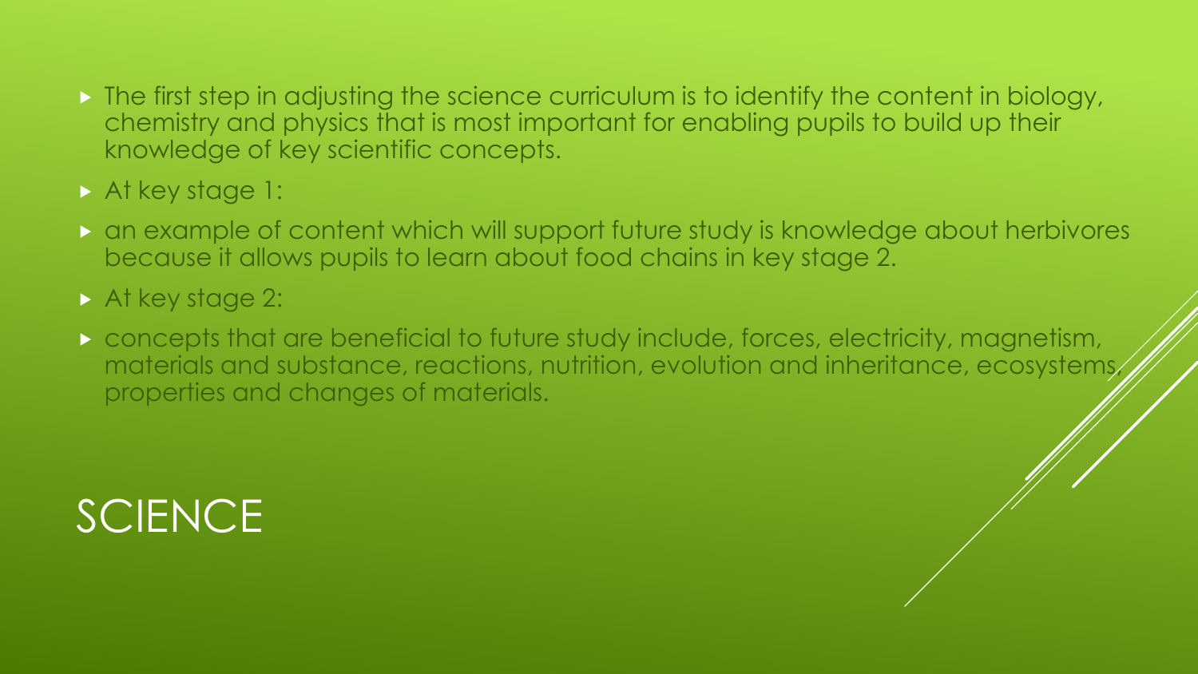# SCIENCE

- The first step in adjusting the science curriculum is to identify the content in biology, chemistry and physics that is most important for enabling pupils to build up their knowledge of key scientific concepts.
- At key stage 1:
- an example of content which will support future study is knowledge about herbivores because it allows pupils to learn about food chains in key stage 2.
- At key stage 2:
- concepts that are beneficial to future study include, forces, electricity, magnetism, materials and substance, reactions, nutrition, evolution and inheritance, ecosystems, properties and changes of materials.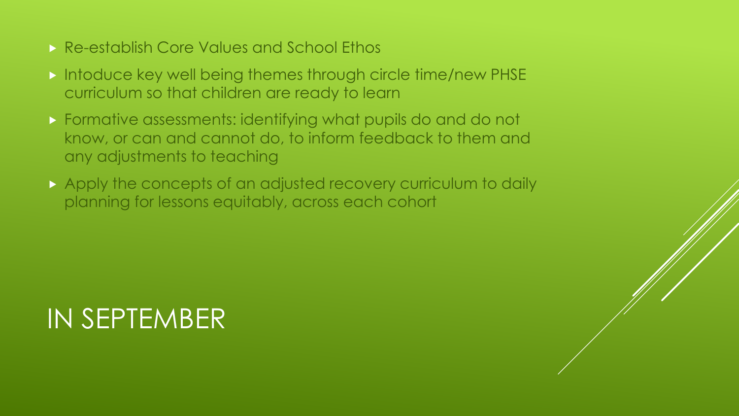- Re-establish Core Values and School Ethos
- Intoduce key well being themes through circle time/new PHSE curriculum so that children are ready to learn
- Formative assessments: identifying what pupils do and do not know, or can and cannot do, to inform feedback to them and any adjustments to teaching
- Apply the concepts of an adjusted recovery curriculum to daily planning for lessons equitably, across each cohort

# IN SEPTEMBER